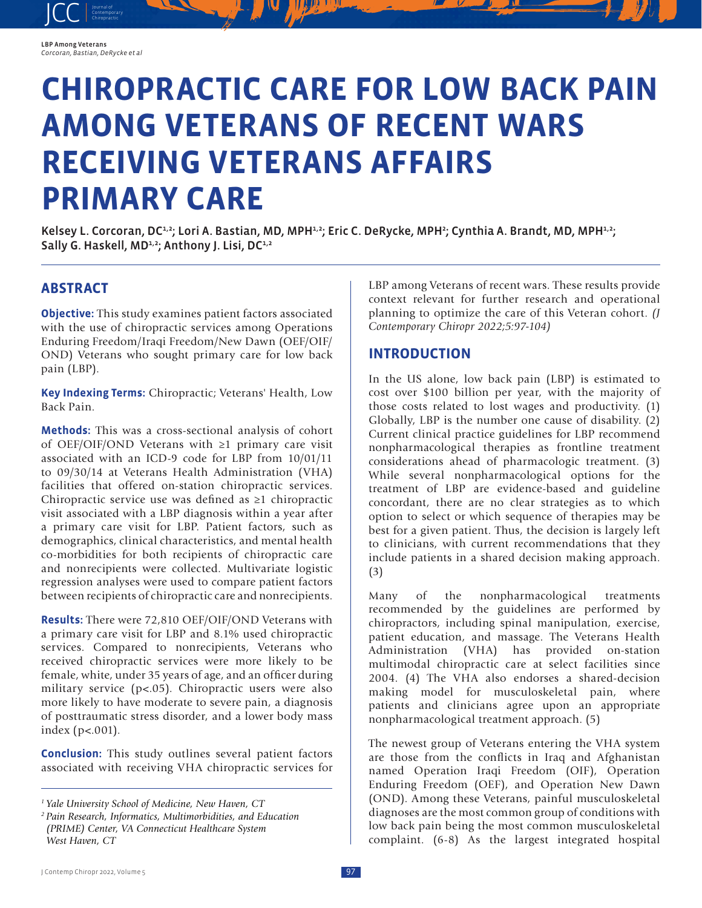# CHIROPRACTIC CARE FOR LOW BACK PAIN AMONG VETERANS OF RECENT WARS RECEIVING VETERANS AFFAIRS PRIMARY CARE

**Kelsey L. Corcoran, DC[1,2]; Lori A. Bastian, MD, MPH[1,2]; Eric C. DeRycke, MPH[2]; Cynthia A. Brandt, MD, MPH[1,2]; Sally G. Haskell, MD[1,2]; Anthony J. Lisi, DC[1,2]**

## ABSTRACT

**Objective:** This study examines patient factors associated with the use of chiropractic services among Operations Enduring Freedom/Iraqi Freedom/New Dawn (OEF/OIF/OND) Veterans who sought primary care for low back pain (LBP).

**Key Indexing Terms:** Chiropractic; Veterans' Health, Low Back Pain.

**Methods:** This was a cross-sectional analysis of cohort of OEF/OIF/OND Veterans with ≥1 primary care visit associated with an ICD-9 code for LBP from 10/01/11 to 09/30/14 at Veterans Health Administration (VHA) facilities that offered on-station chiropractic services. Chiropractic service use was defined as ≥1 chiropractic visit associated with a LBP diagnosis within a year after a primary care visit for LBP. Patient factors, such as demographics, clinical characteristics, and mental health co-morbidities for both recipients of chiropractic care and nonrecipients were collected. Multivariate logistic regression analyses were used to compare patient factors between recipients of chiropractic care and nonrecipients.

**Results:** There were 72,810 OEF/OIF/OND Veterans with a primary care visit for LBP and 8.1% used chiropractic services. Compared to nonrecipients, Veterans who received chiropractic services were more likely to be female, white, under 35 years of age, and an officer during military service ($p<.05$). Chiropractic users were also more likely to have moderate to severe pain, a diagnosis of posttraumatic stress disorder, and a lower body mass index ($p<.001$).

**Conclusion:** This study outlines several patient factors associated with receiving VHA chiropractic services for LBP among Veterans of recent wars. These results provide context relevant for further research and operational planning to optimize the care of this Veteran cohort. *(J Contemporary Chiropr 2022;5:97-104)*

[1] *Yale University School of Medicine, New Haven, CT*
[2] *Pain Research, Informatics, Multimorbidities, and Education (PRIME) Center, VA Connecticut Healthcare System West Haven, CT*

## INTRODUCTION

In the US alone, low back pain (LBP) is estimated to cost over \$100 billion per year, with the majority of those costs related to lost wages and productivity. (1) Globally, LBP is the number one cause of disability. (2) Current clinical practice guidelines for LBP recommend nonpharmacological therapies as frontline treatment considerations ahead of pharmacologic treatment. (3) While several nonpharmacological options for the treatment of LBP are evidence-based and guideline concordant, there are no clear strategies as to which option to select or which sequence of therapies may be best for a given patient. Thus, the decision is largely left to clinicians, with current recommendations that they include patients in a shared decision making approach. (3)

Many of the nonpharmacological treatments recommended by the guidelines are performed by chiropractors, including spinal manipulation, exercise, patient education, and massage. The Veterans Health Administration (VHA) has provided on-station multimodal chiropractic care at select facilities since 2004. (4) The VHA also endorses a shared-decision making model for musculoskeletal pain, where patients and clinicians agree upon an appropriate nonpharmacological treatment approach. (5)

The newest group of Veterans entering the VHA system are those from the conflicts in Iraq and Afghanistan named Operation Iraqi Freedom (OIF), Operation Enduring Freedom (OEF), and Operation New Dawn (OND). Among these Veterans, painful musculoskeletal diagnoses are the most common group of conditions with low back pain being the most common musculoskeletal complaint. (6-8) As the largest integrated hospital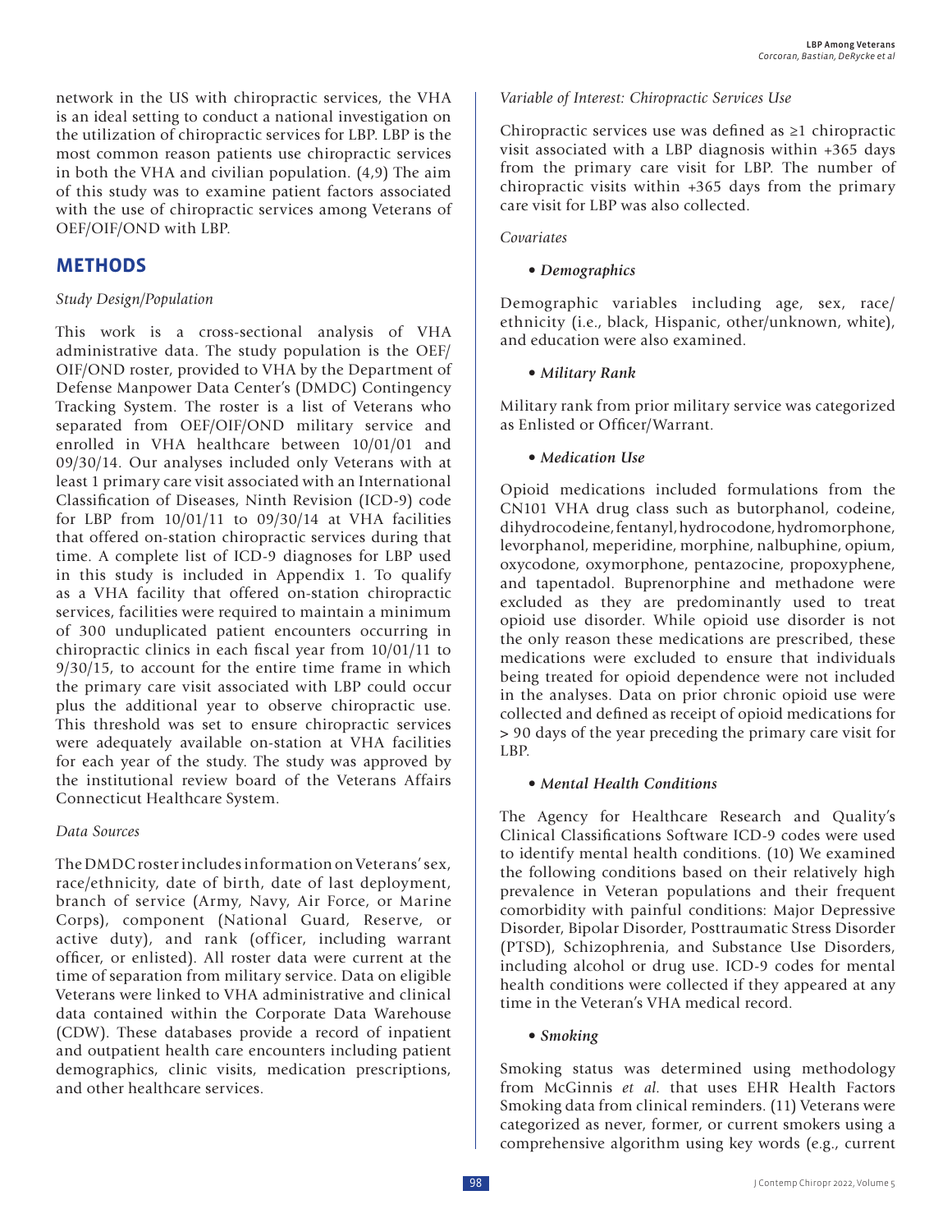network in the US with chiropractic services, the VHA is an ideal setting to conduct a national investigation on the utilization of chiropractic services for LBP. LBP is the most common reason patients use chiropractic services in both the VHA and civilian population. (4,9) The aim of this study was to examine patient factors associated with the use of chiropractic services among Veterans of OEF/OIF/OND with LBP.

## METHODS

*Study Design/Population*

This work is a cross-sectional analysis of VHA administrative data. The study population is the OEF/OIF/OND roster, provided to VHA by the Department of Defense Manpower Data Center's (DMDC) Contingency Tracking System. The roster is a list of Veterans who separated from OEF/OIF/OND military service and enrolled in VHA healthcare between 10/01/01 and 09/30/14. Our analyses included only Veterans with at least 1 primary care visit associated with an International Classification of Diseases, Ninth Revision (ICD-9) code for LBP from 10/01/11 to 09/30/14 at VHA facilities that offered on-station chiropractic services during that time. A complete list of ICD-9 diagnoses for LBP used in this study is included in Appendix 1. To qualify as a VHA facility that offered on-station chiropractic services, facilities were required to maintain a minimum of 300 unduplicated patient encounters occurring in chiropractic clinics in each fiscal year from 10/01/11 to 9/30/15, to account for the entire time frame in which the primary care visit associated with LBP could occur plus the additional year to observe chiropractic use. This threshold was set to ensure chiropractic services were adequately available on-station at VHA facilities for each year of the study. The study was approved by the institutional review board of the Veterans Affairs Connecticut Healthcare System.

*Data Sources*

The DMDC roster includes information on Veterans' sex, race/ethnicity, date of birth, date of last deployment, branch of service (Army, Navy, Air Force, or Marine Corps), component (National Guard, Reserve, or active duty), and rank (officer, including warrant officer, or enlisted). All roster data were current at the time of separation from military service. Data on eligible Veterans were linked to VHA administrative and clinical data contained within the Corporate Data Warehouse (CDW). These databases provide a record of inpatient and outpatient health care encounters including patient demographics, clinic visits, medication prescriptions, and other healthcare services.

*Variable of Interest: Chiropractic Services Use*

Chiropractic services use was defined as ≥1 chiropractic visit associated with a LBP diagnosis within +365 days from the primary care visit for LBP. The number of chiropractic visits within +365 days from the primary care visit for LBP was also collected.

*Covariates*

- ***Demographics***

Demographic variables including age, sex, race/ethnicity (i.e., black, Hispanic, other/unknown, white), and education were also examined.

- ***Military Rank***

Military rank from prior military service was categorized as Enlisted or Officer/Warrant.

- ***Medication Use***

Opioid medications included formulations from the CN101 VHA drug class such as butorphanol, codeine, dihydrocodeine, fentanyl, hydrocodone, hydromorphone, levorphanol, meperidine, morphine, nalbuphine, opium, oxycodone, oxymorphone, pentazocine, propoxyphene, and tapentadol. Buprenorphine and methadone were excluded as they are predominantly used to treat opioid use disorder. While opioid use disorder is not the only reason these medications are prescribed, these medications were excluded to ensure that individuals being treated for opioid dependence were not included in the analyses. Data on prior chronic opioid use were collected and defined as receipt of opioid medications for > 90 days of the year preceding the primary care visit for LBP.

- ***Mental Health Conditions***

The Agency for Healthcare Research and Quality's Clinical Classifications Software ICD-9 codes were used to identify mental health conditions. (10) We examined the following conditions based on their relatively high prevalence in Veteran populations and their frequent comorbidity with painful conditions: Major Depressive Disorder, Bipolar Disorder, Posttraumatic Stress Disorder (PTSD), Schizophrenia, and Substance Use Disorders, including alcohol or drug use. ICD-9 codes for mental health conditions were collected if they appeared at any time in the Veteran's VHA medical record.

- ***Smoking***

Smoking status was determined using methodology from McGinnis *et al.* that uses EHR Health Factors Smoking data from clinical reminders. (11) Veterans were categorized as never, former, or current smokers using a comprehensive algorithm using key words (e.g., current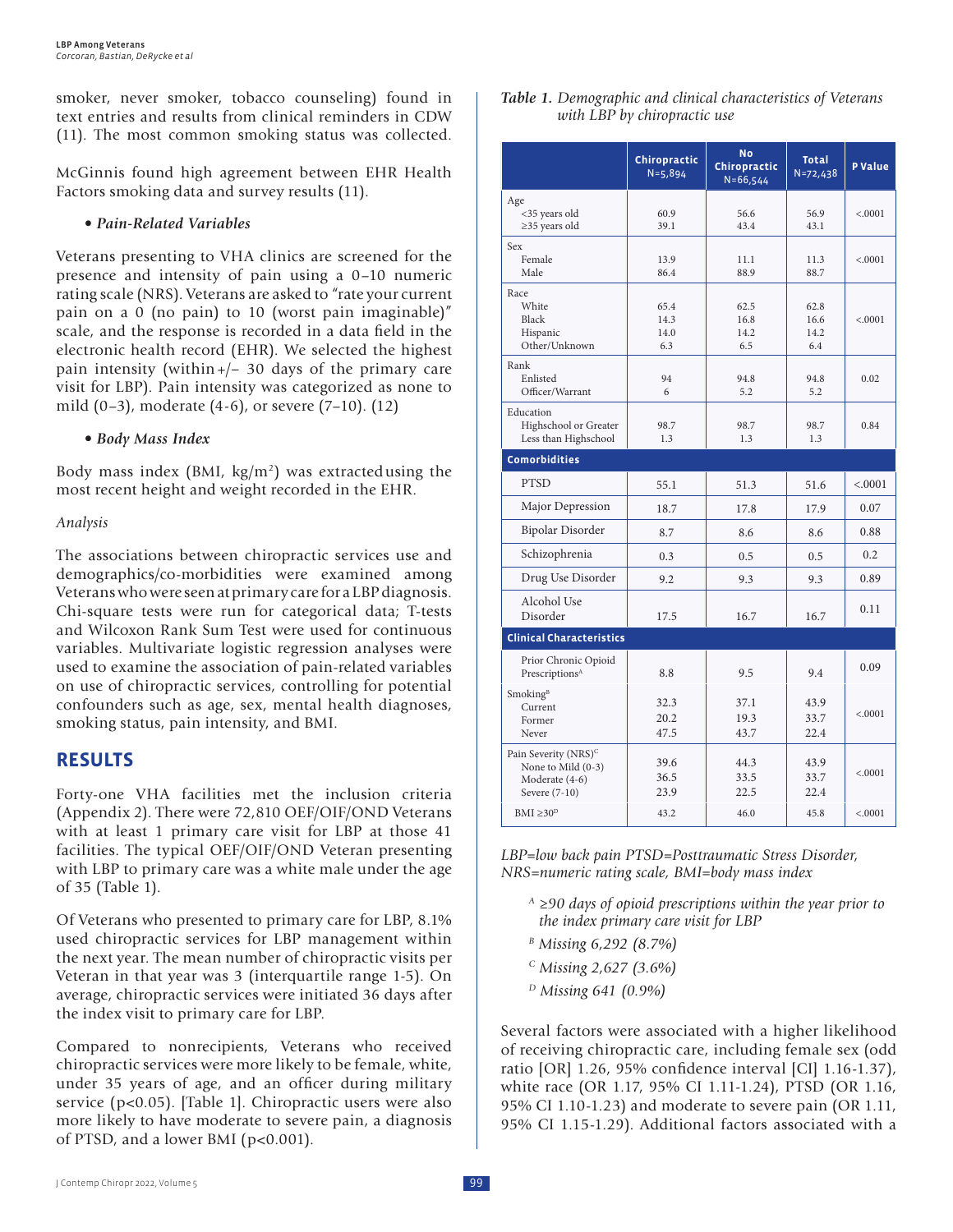smoker, never smoker, tobacco counseling) found in text entries and results from clinical reminders in CDW (11). The most common smoking status was collected.

McGinnis found high agreement between EHR Health Factors smoking data and survey results (11).

- ***Pain-Related Variables***

Veterans presenting to VHA clinics are screened for the presence and intensity of pain using a 0–10 numeric rating scale (NRS). Veterans are asked to "rate your current pain on a 0 (no pain) to 10 (worst pain imaginable)" scale, and the response is recorded in a data field in the electronic health record (EHR). We selected the highest pain intensity (within +/– 30 days of the primary care visit for LBP). Pain intensity was categorized as none to mild (0–3), moderate (4-6), or severe (7–10). (12)

- ***Body Mass Index***

Body mass index (BMI, kg/m$^2$) was extracted using the most recent height and weight recorded in the EHR.

*Analysis*

The associations between chiropractic services use and demographics/co-morbidities were examined among Veterans who were seen at primary care for a LBP diagnosis. Chi-square tests were run for categorical data; T-tests and Wilcoxon Rank Sum Test were used for continuous variables. Multivariate logistic regression analyses were used to examine the association of pain-related variables on use of chiropractic services, controlling for potential confounders such as age, sex, mental health diagnoses, smoking status, pain intensity, and BMI.

## RESULTS

Forty-one VHA facilities met the inclusion criteria (Appendix 2). There were 72,810 OEF/OIF/OND Veterans with at least 1 primary care visit for LBP at those 41 facilities. The typical OEF/OIF/OND Veteran presenting with LBP to primary care was a white male under the age of 35 (Table 1).

Of Veterans who presented to primary care for LBP, 8.1% used chiropractic services for LBP management within the next year. The mean number of chiropractic visits per Veteran in that year was 3 (interquartile range 1-5). On average, chiropractic services were initiated 36 days after the index visit to primary care for LBP.

Compared to nonrecipients, Veterans who received chiropractic services were more likely to be female, white, under 35 years of age, and an officer during military service (p<0.05). [Table 1]. Chiropractic users were also more likely to have moderate to severe pain, a diagnosis of PTSD, and a lower BMI (p<0.001).

*Table 1. Demographic and clinical characteristics of Veterans with LBP by chiropractic use*

| | Chiropractic N=5,894 | No Chiropractic N=66,544 | Total N=72,438 | P Value |
|---|---|---|---|---|
| Age | | | | |
| <35 years old | 60.9 | 56.6 | 56.9 | <.0001 |
| ≥35 years old | 39.1 | 43.4 | 43.1 | |
| Sex | | | | |
| Female | 13.9 | 11.1 | 11.3 | <.0001 |
| Male | 86.4 | 88.9 | 88.7 | |
| Race | | | | |
| White | 65.4 | 62.5 | 62.8 | <.0001 |
| Black | 14.3 | 16.8 | 16.6 | |
| Hispanic | 14.0 | 14.2 | 14.2 | |
| Other/Unknown | 6.3 | 6.5 | 6.4 | |
| Rank | | | | |
| Enlisted | 94 | 94.8 | 94.8 | 0.02 |
| Officer/Warrant | 6 | 5.2 | 5.2 | |
| Education | | | | |
| Highschool or Greater | 98.7 | 98.7 | 98.7 | 0.84 |
| Less than Highschool | 1.3 | 1.3 | 1.3 | |
| **Comorbidities** | | | | |
| PTSD | 55.1 | 51.3 | 51.6 | <.0001 |
| Major Depression | 18.7 | 17.8 | 17.9 | 0.07 |
| Bipolar Disorder | 8.7 | 8.6 | 8.6 | 0.88 |
| Schizophrenia | 0.3 | 0.5 | 0.5 | 0.2 |
| Drug Use Disorder | 9.2 | 9.3 | 9.3 | 0.89 |
| Alcohol Use Disorder | 17.5 | 16.7 | 16.7 | 0.11 |
| **Clinical Characteristics** | | | | |
| Prior Chronic Opioid Prescriptions[A] | 8.8 | 9.5 | 9.4 | 0.09 |
| Smoking[B] | | | | |
| Current | 32.3 | 37.1 | 43.9 | <.0001 |
| Former | 20.2 | 19.3 | 33.7 | |
| Never | 47.5 | 43.7 | 22.4 | |
| Pain Severity (NRS)[C] | | | | |
| None to Mild (0-3) | 39.6 | 44.3 | 43.9 | <.0001 |
| Moderate (4-6) | 36.5 | 33.5 | 33.7 | |
| Severe (7-10) | 23.9 | 22.5 | 22.4 | |
| BMI ≥30[D] | 43.2 | 46.0 | 45.8 | <.0001 |

*LBP=low back pain PTSD=Posttraumatic Stress Disorder, NRS=numeric rating scale, BMI=body mass index*

- [A] *≥90 days of opioid prescriptions within the year prior to the index primary care visit for LBP*
- [B] *Missing 6,292 (8.7%)*
- [C] *Missing 2,627 (3.6%)*
- [D] *Missing 641 (0.9%)*

Several factors were associated with a higher likelihood of receiving chiropractic care, including female sex (odd ratio [OR] 1.26, 95% confidence interval [CI] 1.16-1.37), white race (OR 1.17, 95% CI 1.11-1.24), PTSD (OR 1.16, 95% CI 1.10-1.23) and moderate to severe pain (OR 1.11, 95% CI 1.15-1.29). Additional factors associated with a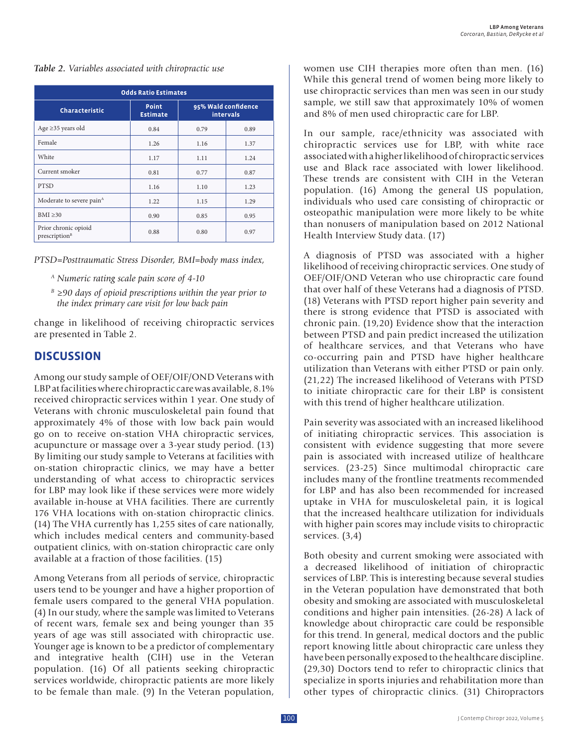*Table 2. Variables associated with chiropractic use*

| Odds Ratio Estimates | | | |
|---|---|---|---|
| Characteristic | Point Estimate | 95% Wald confidence intervals | |
| Age ≥35 years old | 0.84 | 0.79 | 0.89 |
| Female | 1.26 | 1.16 | 1.37 |
| White | 1.17 | 1.11 | 1.24 |
| Current smoker | 0.81 | 0.77 | 0.87 |
| PTSD | 1.16 | 1.10 | 1.23 |
| Moderate to severe pain[A] | 1.22 | 1.15 | 1.29 |
| BMI ≥30 | 0.90 | 0.85 | 0.95 |
| Prior chronic opioid prescription[B] | 0.88 | 0.80 | 0.97 |

*PTSD=Posttraumatic Stress Disorder, BMI=body mass index,*

- *[A] Numeric rating scale pain score of 4-10*
- *[B] ≥90 days of opioid prescriptions within the year prior to the index primary care visit for low back pain*

change in likelihood of receiving chiropractic services are presented in Table 2.

## DISCUSSION

Among our study sample of OEF/OIF/OND Veterans with LBP at facilities where chiropractic care was available, 8.1% received chiropractic services within 1 year. One study of Veterans with chronic musculoskeletal pain found that approximately 4% of those with low back pain would go on to receive on-station VHA chiropractic services, acupuncture or massage over a 3-year study period. (13) By limiting our study sample to Veterans at facilities with on-station chiropractic clinics, we may have a better understanding of what access to chiropractic services for LBP may look like if these services were more widely available in-house at VHA facilities. There are currently 176 VHA locations with on-station chiropractic clinics. (14) The VHA currently has 1,255 sites of care nationally, which includes medical centers and community-based outpatient clinics, with on-station chiropractic care only available at a fraction of those facilities. (15)

Among Veterans from all periods of service, chiropractic users tend to be younger and have a higher proportion of female users compared to the general VHA population. (4) In our study, where the sample was limited to Veterans of recent wars, female sex and being younger than 35 years of age was still associated with chiropractic use. Younger age is known to be a predictor of complementary and integrative health (CIH) use in the Veteran population. (16) Of all patients seeking chiropractic services worldwide, chiropractic patients are more likely to be female than male. (9) In the Veteran population, women use CIH therapies more often than men. (16) While this general trend of women being more likely to use chiropractic services than men was seen in our study sample, we still saw that approximately 10% of women and 8% of men used chiropractic care for LBP.

In our sample, race/ethnicity was associated with chiropractic services use for LBP, with white race associated with a higher likelihood of chiropractic services use and Black race associated with lower likelihood. These trends are consistent with CIH in the Veteran population. (16) Among the general US population, individuals who used care consisting of chiropractic or osteopathic manipulation were more likely to be white than nonusers of manipulation based on 2012 National Health Interview Study data. (17)

A diagnosis of PTSD was associated with a higher likelihood of receiving chiropractic services. One study of OEF/OIF/OND Veteran who use chiropractic care found that over half of these Veterans had a diagnosis of PTSD. (18) Veterans with PTSD report higher pain severity and there is strong evidence that PTSD is associated with chronic pain. (19,20) Evidence show that the interaction between PTSD and pain predict increased the utilization of healthcare services, and that Veterans who have co-occurring pain and PTSD have higher healthcare utilization than Veterans with either PTSD or pain only. (21,22) The increased likelihood of Veterans with PTSD to initiate chiropractic care for their LBP is consistent with this trend of higher healthcare utilization.

Pain severity was associated with an increased likelihood of initiating chiropractic services. This association is consistent with evidence suggesting that more severe pain is associated with increased utilize of healthcare services. (23-25) Since multimodal chiropractic care includes many of the frontline treatments recommended for LBP and has also been recommended for increased uptake in VHA for musculoskeletal pain, it is logical that the increased healthcare utilization for individuals with higher pain scores may include visits to chiropractic services. (3,4)

Both obesity and current smoking were associated with a decreased likelihood of initiation of chiropractic services of LBP. This is interesting because several studies in the Veteran population have demonstrated that both obesity and smoking are associated with musculoskeletal conditions and higher pain intensities. (26-28) A lack of knowledge about chiropractic care could be responsible for this trend. In general, medical doctors and the public report knowing little about chiropractic care unless they have been personally exposed to the healthcare discipline. (29,30) Doctors tend to refer to chiropractic clinics that specialize in sports injuries and rehabilitation more than other types of chiropractic clinics. (31) Chiropractors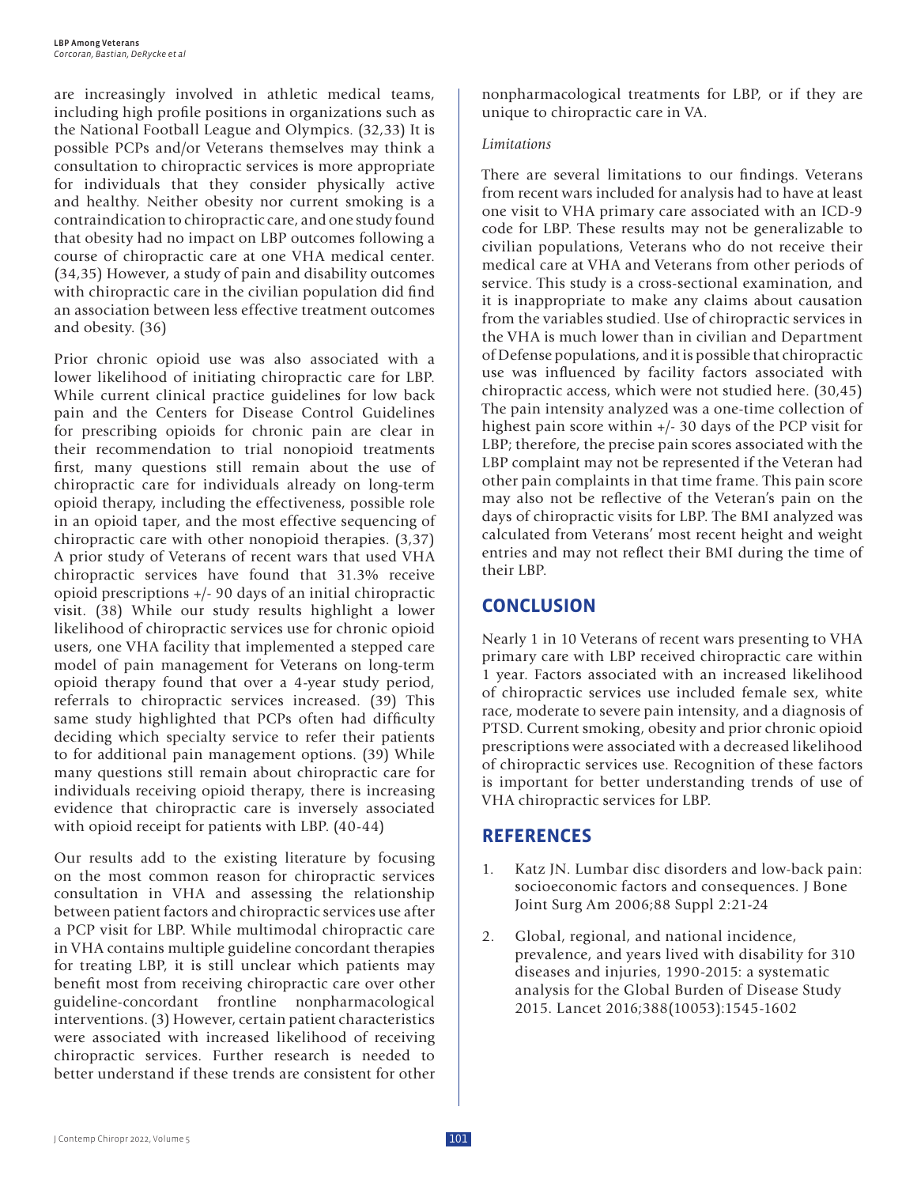are increasingly involved in athletic medical teams, including high profile positions in organizations such as the National Football League and Olympics. (32,33) It is possible PCPs and/or Veterans themselves may think a consultation to chiropractic services is more appropriate for individuals that they consider physically active and healthy. Neither obesity nor current smoking is a contraindication to chiropractic care, and one study found that obesity had no impact on LBP outcomes following a course of chiropractic care at one VHA medical center. (34,35) However, a study of pain and disability outcomes with chiropractic care in the civilian population did find an association between less effective treatment outcomes and obesity. (36)

Prior chronic opioid use was also associated with a lower likelihood of initiating chiropractic care for LBP. While current clinical practice guidelines for low back pain and the Centers for Disease Control Guidelines for prescribing opioids for chronic pain are clear in their recommendation to trial nonopioid treatments first, many questions still remain about the use of chiropractic care for individuals already on long-term opioid therapy, including the effectiveness, possible role in an opioid taper, and the most effective sequencing of chiropractic care with other nonopioid therapies. (3,37) A prior study of Veterans of recent wars that used VHA chiropractic services have found that 31.3% receive opioid prescriptions +/- 90 days of an initial chiropractic visit. (38) While our study results highlight a lower likelihood of chiropractic services use for chronic opioid users, one VHA facility that implemented a stepped care model of pain management for Veterans on long-term opioid therapy found that over a 4-year study period, referrals to chiropractic services increased. (39) This same study highlighted that PCPs often had difficulty deciding which specialty service to refer their patients to for additional pain management options. (39) While many questions still remain about chiropractic care for individuals receiving opioid therapy, there is increasing evidence that chiropractic care is inversely associated with opioid receipt for patients with LBP. (40-44)

Our results add to the existing literature by focusing on the most common reason for chiropractic services consultation in VHA and assessing the relationship between patient factors and chiropractic services use after a PCP visit for LBP. While multimodal chiropractic care in VHA contains multiple guideline concordant therapies for treating LBP, it is still unclear which patients may benefit most from receiving chiropractic care over other guideline-concordant frontline nonpharmacological interventions. (3) However, certain patient characteristics were associated with increased likelihood of receiving chiropractic services. Further research is needed to better understand if these trends are consistent for other nonpharmacological treatments for LBP, or if they are unique to chiropractic care in VA.

*Limitations*

There are several limitations to our findings. Veterans from recent wars included for analysis had to have at least one visit to VHA primary care associated with an ICD-9 code for LBP. These results may not be generalizable to civilian populations, Veterans who do not receive their medical care at VHA and Veterans from other periods of service. This study is a cross-sectional examination, and it is inappropriate to make any claims about causation from the variables studied. Use of chiropractic services in the VHA is much lower than in civilian and Department of Defense populations, and it is possible that chiropractic use was influenced by facility factors associated with chiropractic access, which were not studied here. (30,45) The pain intensity analyzed was a one-time collection of highest pain score within +/- 30 days of the PCP visit for LBP; therefore, the precise pain scores associated with the LBP complaint may not be represented if the Veteran had other pain complaints in that time frame. This pain score may also not be reflective of the Veteran's pain on the days of chiropractic visits for LBP. The BMI analyzed was calculated from Veterans' most recent height and weight entries and may not reflect their BMI during the time of their LBP.

## CONCLUSION

Nearly 1 in 10 Veterans of recent wars presenting to VHA primary care with LBP received chiropractic care within 1 year. Factors associated with an increased likelihood of chiropractic services use included female sex, white race, moderate to severe pain intensity, and a diagnosis of PTSD. Current smoking, obesity and prior chronic opioid prescriptions were associated with a decreased likelihood of chiropractic services use. Recognition of these factors is important for better understanding trends of use of VHA chiropractic services for LBP.

## REFERENCES

1. Katz JN. Lumbar disc disorders and low-back pain: socioeconomic factors and consequences. J Bone Joint Surg Am 2006;88 Suppl 2:21-24
2. Global, regional, and national incidence, prevalence, and years lived with disability for 310 diseases and injuries, 1990-2015: a systematic analysis for the Global Burden of Disease Study 2015. Lancet 2016;388(10053):1545-1602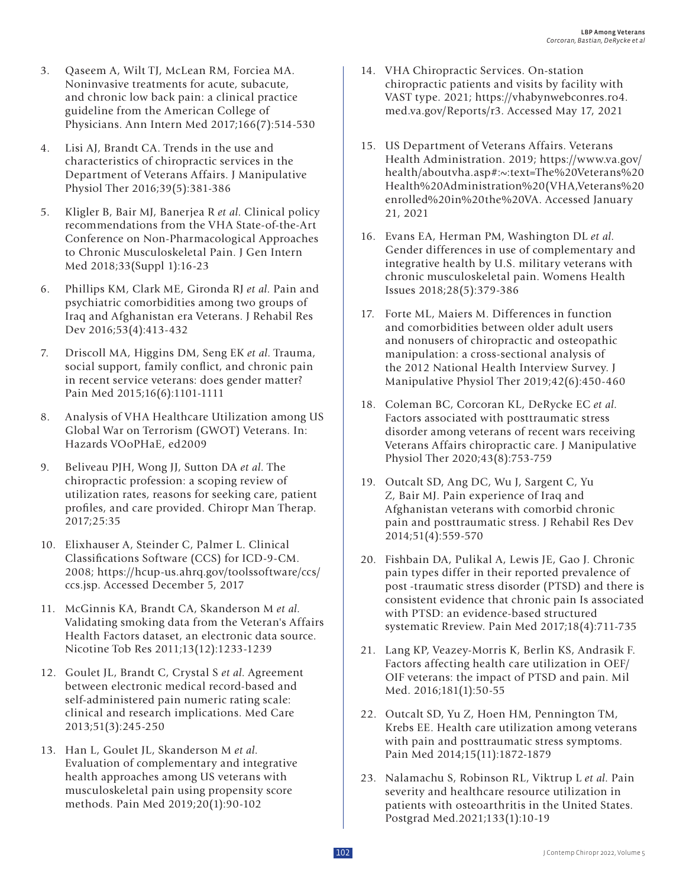3. Qaseem A, Wilt TJ, McLean RM, Forciea MA. Noninvasive treatments for acute, subacute, and chronic low back pain: a clinical practice guideline from the American College of Physicians. Ann Intern Med 2017;166(7):514-530

4. Lisi AJ, Brandt CA. Trends in the use and characteristics of chiropractic services in the Department of Veterans Affairs. J Manipulative Physiol Ther 2016;39(5):381-386

5. Kligler B, Bair MJ, Banerjea R *et al*. Clinical policy recommendations from the VHA State-of-the-Art Conference on Non-Pharmacological Approaches to Chronic Musculoskeletal Pain. J Gen Intern Med 2018;33(Suppl 1):16-23

6. Phillips KM, Clark ME, Gironda RJ *et al*. Pain and psychiatric comorbidities among two groups of Iraq and Afghanistan era Veterans. J Rehabil Res Dev 2016;53(4):413-432

7. Driscoll MA, Higgins DM, Seng EK *et al*. Trauma, social support, family conflict, and chronic pain in recent service veterans: does gender matter? Pain Med 2015;16(6):1101-1111

8. Analysis of VHA Healthcare Utilization among US Global War on Terrorism (GWOT) Veterans. In: Hazards VOoPHaE, ed2009

9. Beliveau PJH, Wong JJ, Sutton DA *et al*. The chiropractic profession: a scoping review of utilization rates, reasons for seeking care, patient profiles, and care provided. Chiropr Man Therap. 2017;25:35

10. Elixhauser A, Steinder C, Palmer L. Clinical Classifications Software (CCS) for ICD-9-CM. 2008; https://hcup-us.ahrq.gov/toolssoftware/ccs/ccs.jsp. Accessed December 5, 2017

11. McGinnis KA, Brandt CA, Skanderson M *et al*. Validating smoking data from the Veteran's Affairs Health Factors dataset, an electronic data source. Nicotine Tob Res 2011;13(12):1233-1239

12. Goulet JL, Brandt C, Crystal S *et al*. Agreement between electronic medical record-based and self-administered pain numeric rating scale: clinical and research implications. Med Care 2013;51(3):245-250

13. Han L, Goulet JL, Skanderson M *et al*. Evaluation of complementary and integrative health approaches among US veterans with musculoskeletal pain using propensity score methods. Pain Med 2019;20(1):90-102

14. VHA Chiropractic Services. On-station chiropractic patients and visits by facility with VAST type. 2021; https://vhabynwebconres.ro4.med.va.gov/Reports/r3. Accessed May 17, 2021

15. US Department of Veterans Affairs. Veterans Health Administration. 2019; https://www.va.gov/health/aboutvha.asp#:~:text=The%20Veterans%20Health%20Administration%20(VHA,Veterans%20enrolled%20in%20the%20VA. Accessed January 21, 2021

16. Evans EA, Herman PM, Washington DL *et al*. Gender differences in use of complementary and integrative health by U.S. military veterans with chronic musculoskeletal pain. Womens Health Issues 2018;28(5):379-386

17. Forte ML, Maiers M. Differences in function and comorbidities between older adult users and nonusers of chiropractic and osteopathic manipulation: a cross-sectional analysis of the 2012 National Health Interview Survey. J Manipulative Physiol Ther 2019;42(6):450-460

18. Coleman BC, Corcoran KL, DeRycke EC *et al*. Factors associated with posttraumatic stress disorder among veterans of recent wars receiving Veterans Affairs chiropractic care. J Manipulative Physiol Ther 2020;43(8):753-759

19. Outcalt SD, Ang DC, Wu J, Sargent C, Yu Z, Bair MJ. Pain experience of Iraq and Afghanistan veterans with comorbid chronic pain and posttraumatic stress. J Rehabil Res Dev 2014;51(4):559-570

20. Fishbain DA, Pulikal A, Lewis JE, Gao J. Chronic pain types differ in their reported prevalence of post -traumatic stress disorder (PTSD) and there is consistent evidence that chronic pain Is associated with PTSD: an evidence-based structured systematic Rreview. Pain Med 2017;18(4):711-735

21. Lang KP, Veazey-Morris K, Berlin KS, Andrasik F. Factors affecting health care utilization in OEF/OIF veterans: the impact of PTSD and pain. Mil Med. 2016;181(1):50-55

22. Outcalt SD, Yu Z, Hoen HM, Pennington TM, Krebs EE. Health care utilization among veterans with pain and posttraumatic stress symptoms. Pain Med 2014;15(11):1872-1879

23. Nalamachu S, Robinson RL, Viktrup L *et al*. Pain severity and healthcare resource utilization in patients with osteoarthritis in the United States. Postgrad Med.2021;133(1):10-19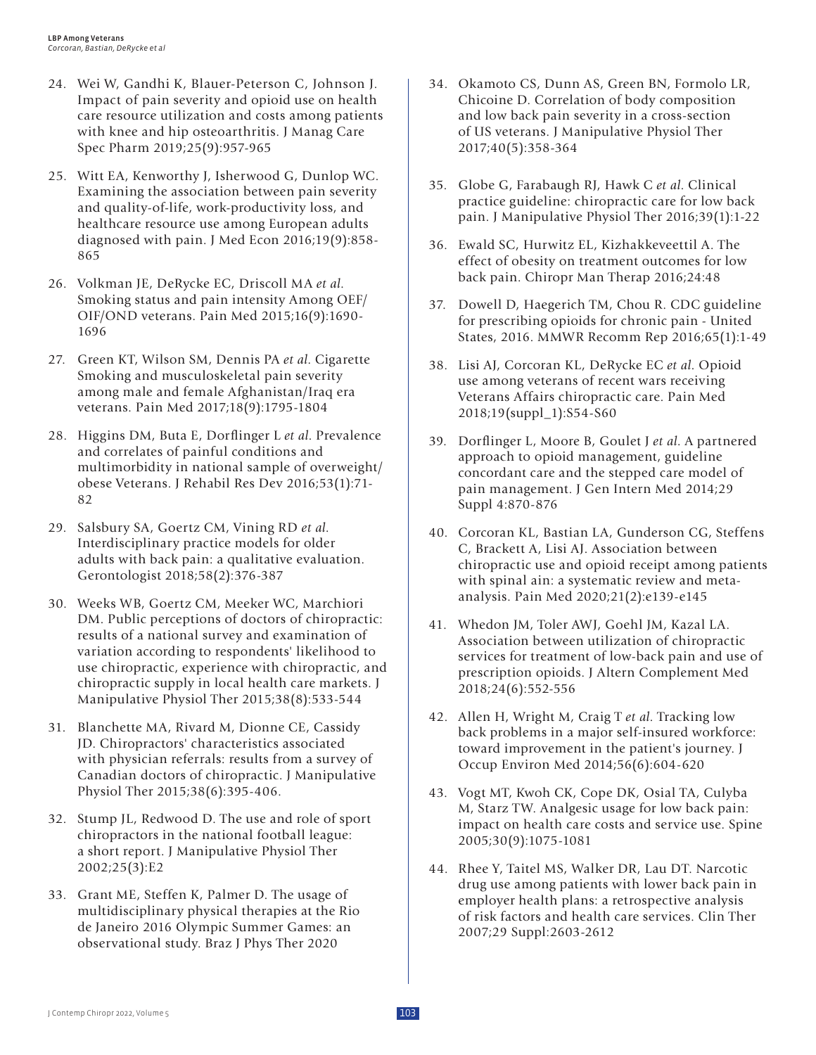24. Wei W, Gandhi K, Blauer-Peterson C, Johnson J. Impact of pain severity and opioid use on health care resource utilization and costs among patients with knee and hip osteoarthritis. J Manag Care Spec Pharm 2019;25(9):957-965

25. Witt EA, Kenworthy J, Isherwood G, Dunlop WC. Examining the association between pain severity and quality-of-life, work-productivity loss, and healthcare resource use among European adults diagnosed with pain. J Med Econ 2016;19(9):858-865

26. Volkman JE, DeRycke EC, Driscoll MA *et al.* Smoking status and pain intensity Among OEF/OIF/OND veterans. Pain Med 2015;16(9):1690-1696

27. Green KT, Wilson SM, Dennis PA *et al.* Cigarette Smoking and musculoskeletal pain severity among male and female Afghanistan/Iraq era veterans. Pain Med 2017;18(9):1795-1804

28. Higgins DM, Buta E, Dorflinger L *et al.* Prevalence and correlates of painful conditions and multimorbidity in national sample of overweight/obese Veterans. J Rehabil Res Dev 2016;53(1):71-82

29. Salsbury SA, Goertz CM, Vining RD *et al.* Interdisciplinary practice models for older adults with back pain: a qualitative evaluation. Gerontologist 2018;58(2):376-387

30. Weeks WB, Goertz CM, Meeker WC, Marchiori DM. Public perceptions of doctors of chiropractic: results of a national survey and examination of variation according to respondents' likelihood to use chiropractic, experience with chiropractic, and chiropractic supply in local health care markets. J Manipulative Physiol Ther 2015;38(8):533-544

31. Blanchette MA, Rivard M, Dionne CE, Cassidy JD. Chiropractors' characteristics associated with physician referrals: results from a survey of Canadian doctors of chiropractic. J Manipulative Physiol Ther 2015;38(6):395-406.

32. Stump JL, Redwood D. The use and role of sport chiropractors in the national football league: a short report. J Manipulative Physiol Ther 2002;25(3):E2

33. Grant ME, Steffen K, Palmer D. The usage of multidisciplinary physical therapies at the Rio de Janeiro 2016 Olympic Summer Games: an observational study. Braz J Phys Ther 2020

34. Okamoto CS, Dunn AS, Green BN, Formolo LR, Chicoine D. Correlation of body composition and low back pain severity in a cross-section of US veterans. J Manipulative Physiol Ther 2017;40(5):358-364

35. Globe G, Farabaugh RJ, Hawk C *et al.* Clinical practice guideline: chiropractic care for low back pain. J Manipulative Physiol Ther 2016;39(1):1-22

36. Ewald SC, Hurwitz EL, Kizhakkeveettil A. The effect of obesity on treatment outcomes for low back pain. Chiropr Man Therap 2016;24:48

37. Dowell D, Haegerich TM, Chou R. CDC guideline for prescribing opioids for chronic pain - United States, 2016. MMWR Recomm Rep 2016;65(1):1-49

38. Lisi AJ, Corcoran KL, DeRycke EC *et al.* Opioid use among veterans of recent wars receiving Veterans Affairs chiropractic care. Pain Med 2018;19(suppl_1):S54-S60

39. Dorflinger L, Moore B, Goulet J *et al.* A partnered approach to opioid management, guideline concordant care and the stepped care model of pain management. J Gen Intern Med 2014;29 Suppl 4:870-876

40. Corcoran KL, Bastian LA, Gunderson CG, Steffens C, Brackett A, Lisi AJ. Association between chiropractic use and opioid receipt among patients with spinal ain: a systematic review and meta-analysis. Pain Med 2020;21(2):e139-e145

41. Whedon JM, Toler AWJ, Goehl JM, Kazal LA. Association between utilization of chiropractic services for treatment of low-back pain and use of prescription opioids. J Altern Complement Med 2018;24(6):552-556

42. Allen H, Wright M, Craig T *et al.* Tracking low back problems in a major self-insured workforce: toward improvement in the patient's journey. J Occup Environ Med 2014;56(6):604-620

43. Vogt MT, Kwoh CK, Cope DK, Osial TA, Culyba M, Starz TW. Analgesic usage for low back pain: impact on health care costs and service use. Spine 2005;30(9):1075-1081

44. Rhee Y, Taitel MS, Walker DR, Lau DT. Narcotic drug use among patients with lower back pain in employer health plans: a retrospective analysis of risk factors and health care services. Clin Ther 2007;29 Suppl:2603-2612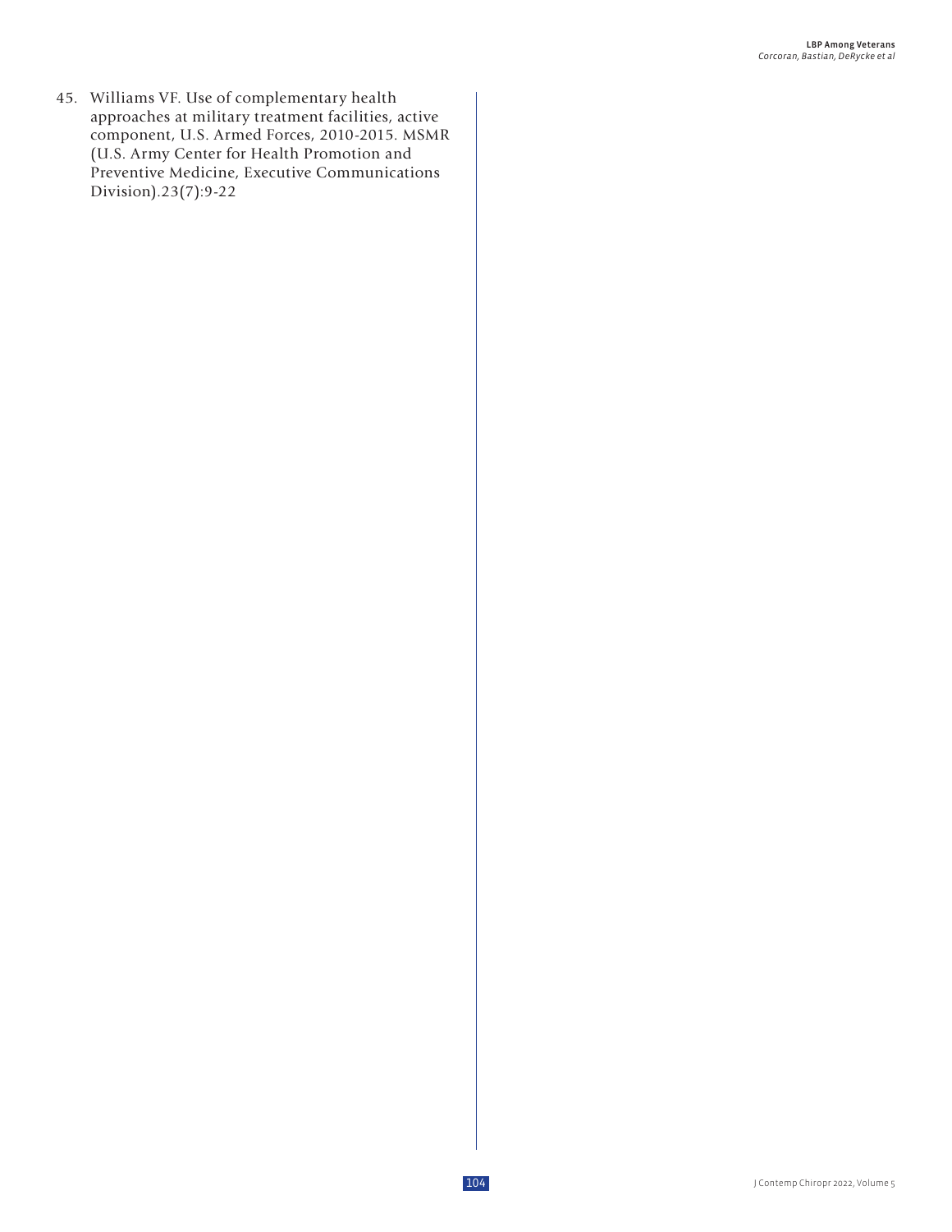45. Williams VF. Use of complementary health approaches at military treatment facilities, active component, U.S. Armed Forces, 2010-2015. MSMR (U.S. Army Center for Health Promotion and Preventive Medicine, Executive Communications Division).23(7):9-22